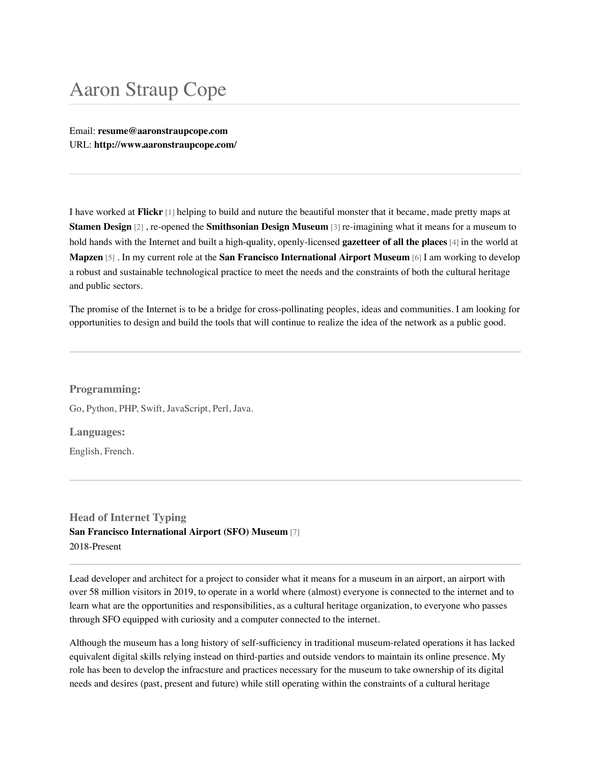# Aaron Straup Cope

Email: **resume@aaronstraupcope.com**
URL: **http://www.aaronstraupcope.com/**

---

I have worked at **Flickr** [1] helping to build and nuture the beautiful monster that it became, made pretty maps at **Stamen Design** [2] , re-opened the **Smithsonian Design Museum** [3] re-imagining what it means for a museum to hold hands with the Internet and built a high-quality, openly-licensed **gazetteer of all the places** [4] in the world at **Mapzen** [5] . In my current role at the **San Francisco International Airport Museum** [6] I am working to develop a robust and sustainable technological practice to meet the needs and the constraints of both the cultural heritage and public sectors.

The promise of the Internet is to be a bridge for cross-pollinating peoples, ideas and communities. I am looking for opportunities to design and build the tools that will continue to realize the idea of the network as a public good.

---

### Programming:

Go, Python, PHP, Swift, JavaScript, Perl, Java.

### Languages:

English, French.

---

### Head of Internet Typing

**San Francisco International Airport (SFO) Museum** [7]
2018-Present

---

Lead developer and architect for a project to consider what it means for a museum in an airport, an airport with over 58 million visitors in 2019, to operate in a world where (almost) everyone is connected to the internet and to learn what are the opportunities and responsibilities, as a cultural heritage organization, to everyone who passes through SFO equipped with curiosity and a computer connected to the internet.

Although the museum has a long history of self-sufficiency in traditional museum-related operations it has lacked equivalent digital skills relying instead on third-parties and outside vendors to maintain its online presence. My role has been to develop the infracsture and practices necessary for the museum to take ownership of its digital needs and desires (past, present and future) while still operating within the constraints of a cultural heritage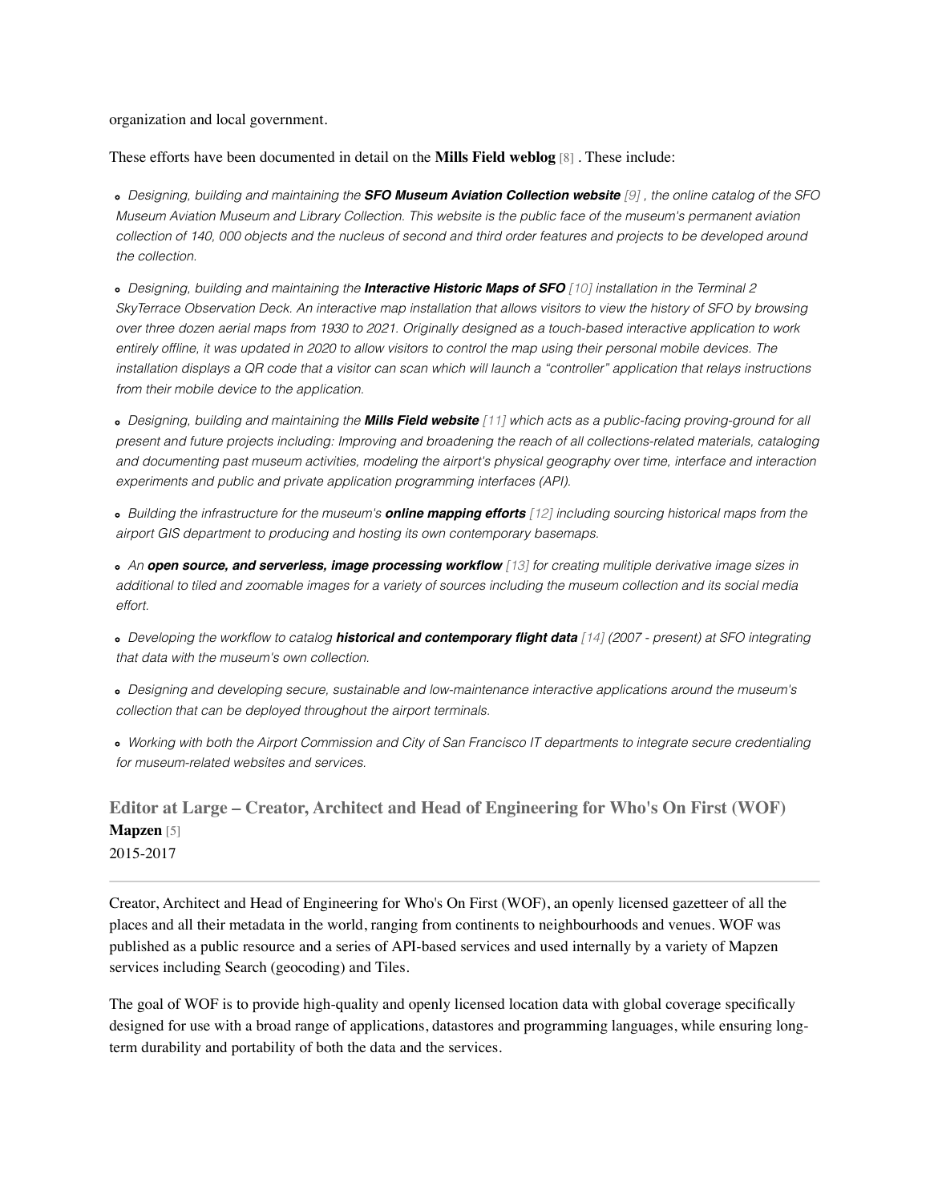organization and local government.

These efforts have been documented in detail on the **Mills Field weblog** [8] . These include:

- *Designing, building and maintaining the **SFO Museum Aviation Collection website** [9] , the online catalog of the SFO Museum Aviation Museum and Library Collection. This website is the public face of the museum's permanent aviation collection of 140, 000 objects and the nucleus of second and third order features and projects to be developed around the collection.*
- *Designing, building and maintaining the **Interactive Historic Maps of SFO** [10] installation in the Terminal 2 SkyTerrace Observation Deck. An interactive map installation that allows visitors to view the history of SFO by browsing over three dozen aerial maps from 1930 to 2021. Originally designed as a touch-based interactive application to work entirely offline, it was updated in 2020 to allow visitors to control the map using their personal mobile devices. The installation displays a QR code that a visitor can scan which will launch a "controller" application that relays instructions from their mobile device to the application.*
- *Designing, building and maintaining the **Mills Field website** [11] which acts as a public-facing proving-ground for all present and future projects including: Improving and broadening the reach of all collections-related materials, cataloging and documenting past museum activities, modeling the airport's physical geography over time, interface and interaction experiments and public and private application programming interfaces (API).*
- *Building the infrastructure for the museum's **online mapping efforts** [12] including sourcing historical maps from the airport GIS department to producing and hosting its own contemporary basemaps.*
- *An **open source, and serverless, image processing workflow** [13] for creating mulitiple derivative image sizes in additional to tiled and zoomable images for a variety of sources including the museum collection and its social media effort.*
- *Developing the workflow to catalog **historical and contemporary flight data** [14] (2007 - present) at SFO integrating that data with the museum's own collection.*
- *Designing and developing secure, sustainable and low-maintenance interactive applications around the museum's collection that can be deployed throughout the airport terminals.*
- *Working with both the Airport Commission and City of San Francisco IT departments to integrate secure credentialing for museum-related websites and services.*

### Editor at Large – Creator, Architect and Head of Engineering for Who's On First (WOF)

**Mapzen** [5]
2015-2017

---

Creator, Architect and Head of Engineering for Who's On First (WOF), an openly licensed gazetteer of all the places and all their metadata in the world, ranging from continents to neighbourhoods and venues. WOF was published as a public resource and a series of API-based services and used internally by a variety of Mapzen services including Search (geocoding) and Tiles.

The goal of WOF is to provide high-quality and openly licensed location data with global coverage specifically designed for use with a broad range of applications, datastores and programming languages, while ensuring long-term durability and portability of both the data and the services.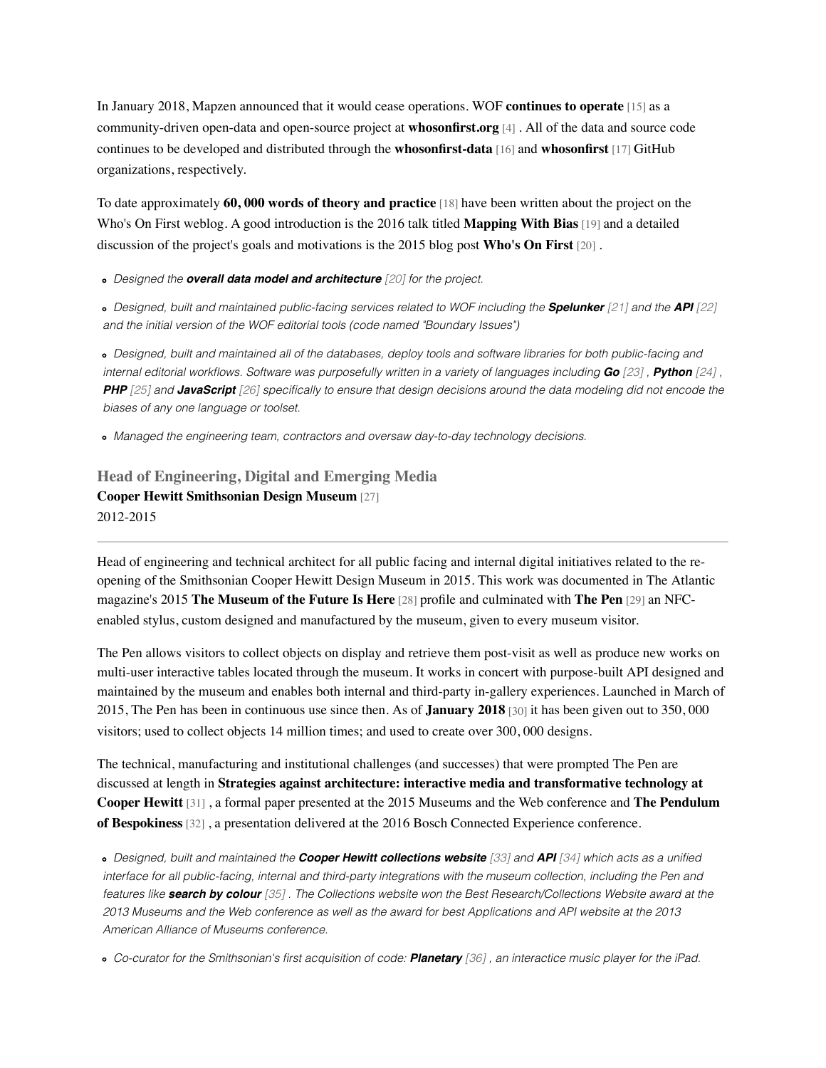In January 2018, Mapzen announced that it would cease operations. WOF **continues to operate** [15] as a community-driven open-data and open-source project at **whosonfirst.org** [4] . All of the data and source code continues to be developed and distributed through the **whosonfirst-data** [16] and **whosonfirst** [17] GitHub organizations, respectively.

To date approximately **60, 000 words of theory and practice** [18] have been written about the project on the Who's On First weblog. A good introduction is the 2016 talk titled **Mapping With Bias** [19] and a detailed discussion of the project's goals and motivations is the 2015 blog post **Who's On First** [20] .

- *Designed the **overall data model and architecture** [20] for the project.*
- *Designed, built and maintained public-facing services related to WOF including the **Spelunker** [21] and the **API** [22] and the initial version of the WOF editorial tools (code named "Boundary Issues")*
- *Designed, built and maintained all of the databases, deploy tools and software libraries for both public-facing and internal editorial workflows. Software was purposefully written in a variety of languages including **Go** [23] , **Python** [24] , **PHP** [25] and **JavaScript** [26] specifically to ensure that design decisions around the data modeling did not encode the biases of any one language or toolset.*
- *Managed the engineering team, contractors and oversaw day-to-day technology decisions.*

### Head of Engineering, Digital and Emerging Media

**Cooper Hewitt Smithsonian Design Museum** [27]
2012-2015

---

Head of engineering and technical architect for all public facing and internal digital initiatives related to the re-opening of the Smithsonian Cooper Hewitt Design Museum in 2015. This work was documented in The Atlantic magazine's 2015 **The Museum of the Future Is Here** [28] profile and culminated with **The Pen** [29] an NFC-enabled stylus, custom designed and manufactured by the museum, given to every museum visitor.

The Pen allows visitors to collect objects on display and retrieve them post-visit as well as produce new works on multi-user interactive tables located through the museum. It works in concert with purpose-built API designed and maintained by the museum and enables both internal and third-party in-gallery experiences. Launched in March of 2015, The Pen has been in continuous use since then. As of **January 2018** [30] it has been given out to 350, 000 visitors; used to collect objects 14 million times; and used to create over 300, 000 designs.

The technical, manufacturing and institutional challenges (and successes) that were prompted The Pen are discussed at length in **Strategies against architecture: interactive media and transformative technology at Cooper Hewitt** [31] , a formal paper presented at the 2015 Museums and the Web conference and **The Pendulum of Bespokiness** [32] , a presentation delivered at the 2016 Bosch Connected Experience conference.

- *Designed, built and maintained the **Cooper Hewitt collections website** [33] and **API** [34] which acts as a unified interface for all public-facing, internal and third-party integrations with the museum collection, including the Pen and features like **search by colour** [35] . The Collections website won the Best Research/Collections Website award at the 2013 Museums and the Web conference as well as the award for best Applications and API website at the 2013 American Alliance of Museums conference.*
- *Co-curator for the Smithsonian's first acquisition of code: **Planetary** [36] , an interactice music player for the iPad.*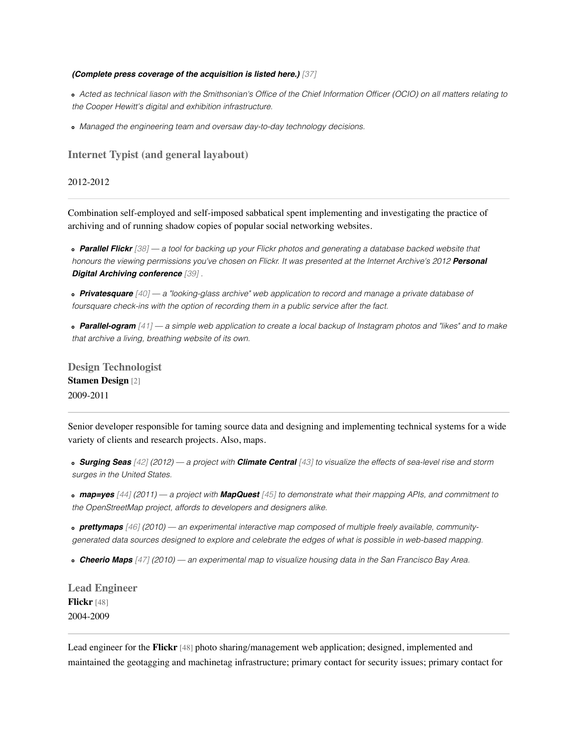***(Complete press coverage of the acquisition is listed here.)*** *[37]*

- *Acted as technical liason with the Smithsonian's Office of the Chief Information Officer (OCIO) on all matters relating to the Cooper Hewitt's digital and exhibition infrastructure.*
- *Managed the engineering team and oversaw day-to-day technology decisions.*

### Internet Typist (and general layabout)

2012-2012

---

Combination self-employed and self-imposed sabbatical spent implementing and investigating the practice of archiving and of running shadow copies of popular social networking websites.

- ***Parallel Flickr*** *[38] — a tool for backing up your Flickr photos and generating a database backed website that honours the viewing permissions you've chosen on Flickr. It was presented at the Internet Archive's 2012* ***Personal Digital Archiving conference*** *[39] .*
- ***Privatesquare*** *[40] — a "looking-glass archive" web application to record and manage a private database of foursquare check-ins with the option of recording them in a public service after the fact.*
- ***Parallel-ogram*** *[41] — a simple web application to create a local backup of Instagram photos and "likes" and to make that archive a living, breathing website of its own.*

### Design Technologist

**Stamen Design** [2]
2009-2011

---

Senior developer responsible for taming source data and designing and implementing technical systems for a wide variety of clients and research projects. Also, maps.

- ***Surging Seas*** *[42] (2012) — a project with* ***Climate Central*** *[43] to visualize the effects of sea-level rise and storm surges in the United States.*
- ***map=yes*** *[44] (2011) — a project with* ***MapQuest*** *[45] to demonstrate what their mapping APIs, and commitment to the OpenStreetMap project, affords to developers and designers alike.*
- ***prettymaps*** *[46] (2010) — an experimental interactive map composed of multiple freely available, community-generated data sources designed to explore and celebrate the edges of what is possible in web-based mapping.*
- ***Cheerio Maps*** *[47] (2010) — an experimental map to visualize housing data in the San Francisco Bay Area.*

### Lead Engineer

**Flickr** [48]
2004-2009

---

Lead engineer for the **Flickr** [48] photo sharing/management web application; designed, implemented and maintained the geotagging and machinetag infrastructure; primary contact for security issues; primary contact for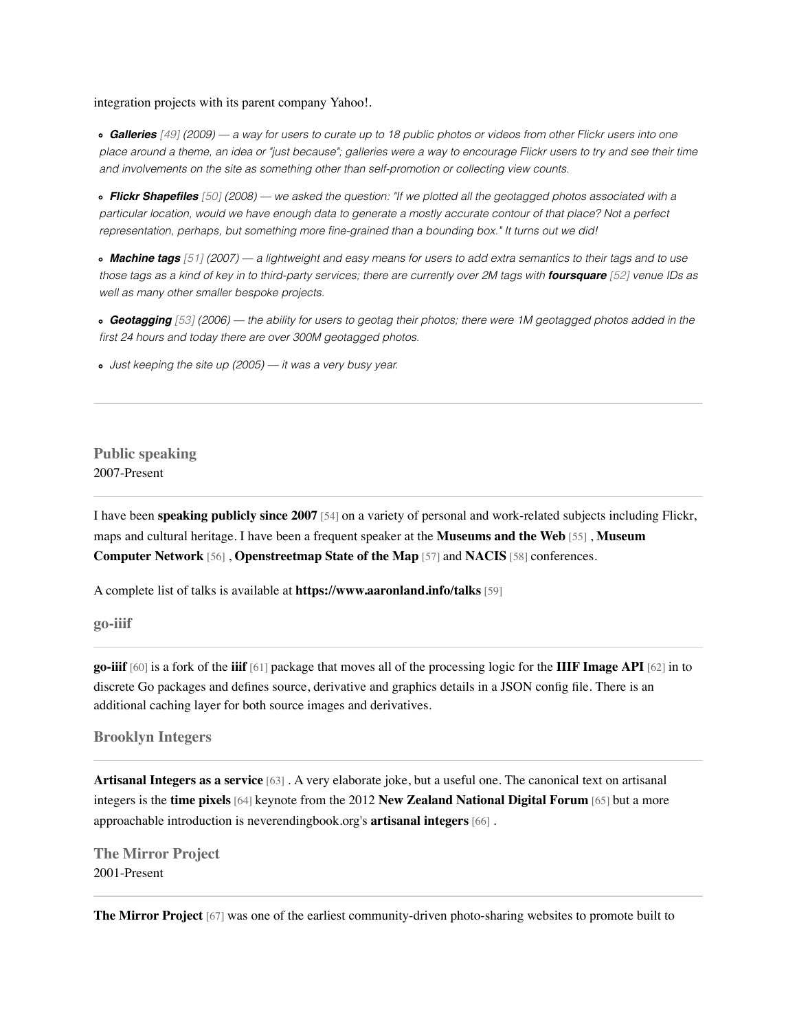integration projects with its parent company Yahoo!.

- ***Galleries*** *[49] (2009) — a way for users to curate up to 18 public photos or videos from other Flickr users into one place around a theme, an idea or "just because"; galleries were a way to encourage Flickr users to try and see their time and involvements on the site as something other than self-promotion or collecting view counts.*
- ***Flickr Shapefiles*** *[50] (2008) — we asked the question: "If we plotted all the geotagged photos associated with a particular location, would we have enough data to generate a mostly accurate contour of that place? Not a perfect representation, perhaps, but something more fine-grained than a bounding box." It turns out we did!*
- ***Machine tags*** *[51] (2007) — a lightweight and easy means for users to add extra semantics to their tags and to use those tags as a kind of key in to third-party services; there are currently over 2M tags with* ***foursquare*** *[52] venue IDs as well as many other smaller bespoke projects.*
- ***Geotagging*** *[53] (2006) — the ability for users to geotag their photos; there were 1M geotagged photos added in the first 24 hours and today there are over 300M geotagged photos.*
- *Just keeping the site up (2005) — it was a very busy year.*

---

## Public speaking

2007-Present

---

I have been **speaking publicly since 2007** [54] on a variety of personal and work-related subjects including Flickr, maps and cultural heritage. I have been a frequent speaker at the **Museums and the Web** [55] , **Museum Computer Network** [56] , **Openstreetmap State of the Map** [57] and **NACIS** [58] conferences.

A complete list of talks is available at **https://www.aaronland.info/talks** [59]

## go-iiif

---

**go-iiif** [60] is a fork of the **iiif** [61] package that moves all of the processing logic for the **IIIF Image API** [62] in to discrete Go packages and defines source, derivative and graphics details in a JSON config file. There is an additional caching layer for both source images and derivatives.

## Brooklyn Integers

---

**Artisanal Integers as a service** [63] . A very elaborate joke, but a useful one. The canonical text on artisanal integers is the **time pixels** [64] keynote from the 2012 **New Zealand National Digital Forum** [65] but a more approachable introduction is neverendingbook.org's **artisanal integers** [66] .

## The Mirror Project

2001-Present

---

**The Mirror Project** [67] was one of the earliest community-driven photo-sharing websites to promote built to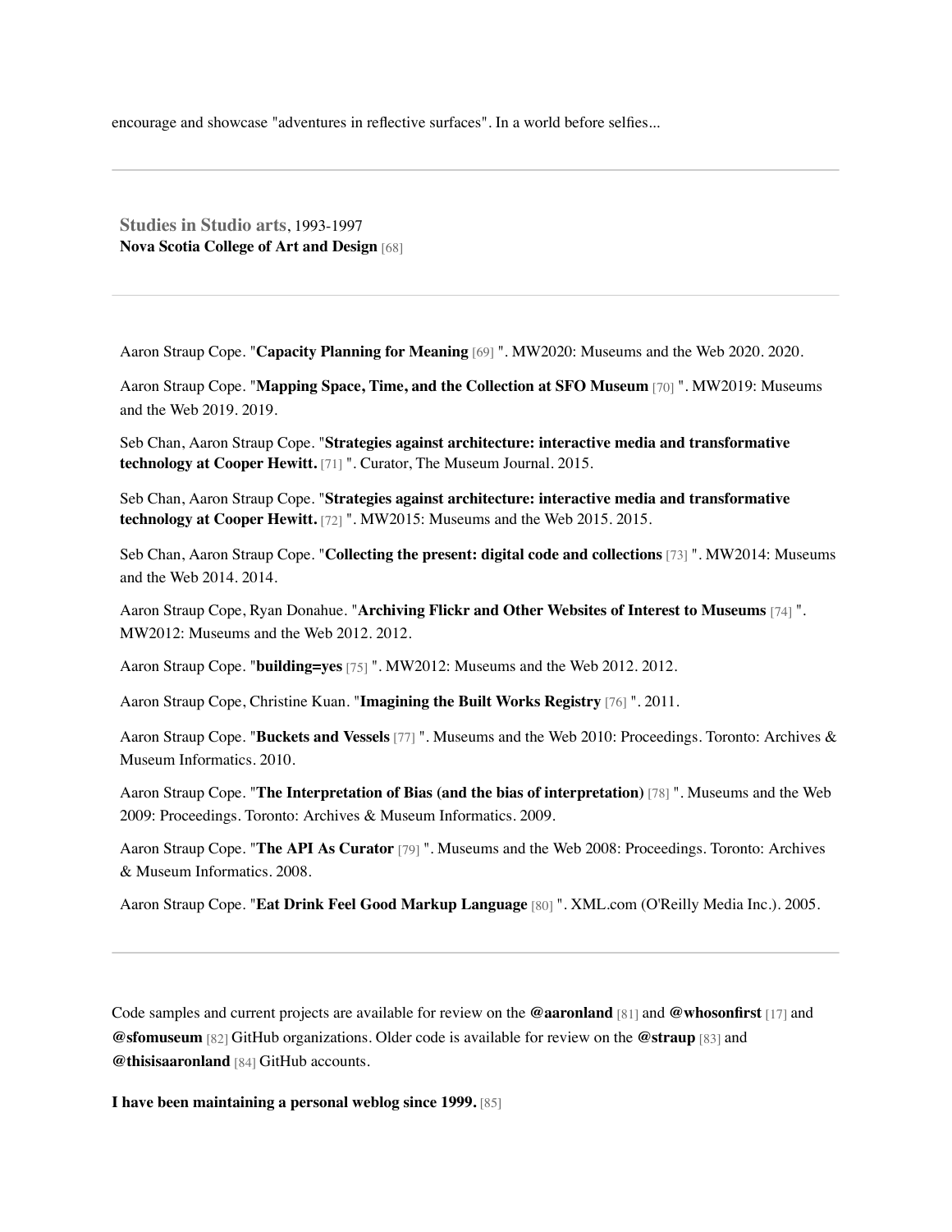encourage and showcase "adventures in reflective surfaces". In a world before selfies...

---

**Studies in Studio arts**, 1993-1997
**Nova Scotia College of Art and Design** [68]

---

Aaron Straup Cope. "**Capacity Planning for Meaning** [69] ". MW2020: Museums and the Web 2020. 2020.

Aaron Straup Cope. "**Mapping Space, Time, and the Collection at SFO Museum** [70] ". MW2019: Museums and the Web 2019. 2019.

Seb Chan, Aaron Straup Cope. "**Strategies against architecture: interactive media and transformative technology at Cooper Hewitt.** [71] ". Curator, The Museum Journal. 2015.

Seb Chan, Aaron Straup Cope. "**Strategies against architecture: interactive media and transformative technology at Cooper Hewitt.** [72] ". MW2015: Museums and the Web 2015. 2015.

Seb Chan, Aaron Straup Cope. "**Collecting the present: digital code and collections** [73] ". MW2014: Museums and the Web 2014. 2014.

Aaron Straup Cope, Ryan Donahue. "**Archiving Flickr and Other Websites of Interest to Museums** [74] ". MW2012: Museums and the Web 2012. 2012.

Aaron Straup Cope. "**building=yes** [75] ". MW2012: Museums and the Web 2012. 2012.

Aaron Straup Cope, Christine Kuan. "**Imagining the Built Works Registry** [76] ". 2011.

Aaron Straup Cope. "**Buckets and Vessels** [77] ". Museums and the Web 2010: Proceedings. Toronto: Archives & Museum Informatics. 2010.

Aaron Straup Cope. "**The Interpretation of Bias (and the bias of interpretation)** [78] ". Museums and the Web 2009: Proceedings. Toronto: Archives & Museum Informatics. 2009.

Aaron Straup Cope. "**The API As Curator** [79] ". Museums and the Web 2008: Proceedings. Toronto: Archives & Museum Informatics. 2008.

Aaron Straup Cope. "**Eat Drink Feel Good Markup Language** [80] ". XML.com (O'Reilly Media Inc.). 2005.

---

Code samples and current projects are available for review on the **@aaronland** [81] and **@whosonfirst** [17] and **@sfomuseum** [82] GitHub organizations. Older code is available for review on the **@straup** [83] and **@thisisaaronland** [84] GitHub accounts.

**I have been maintaining a personal weblog since 1999.** [85]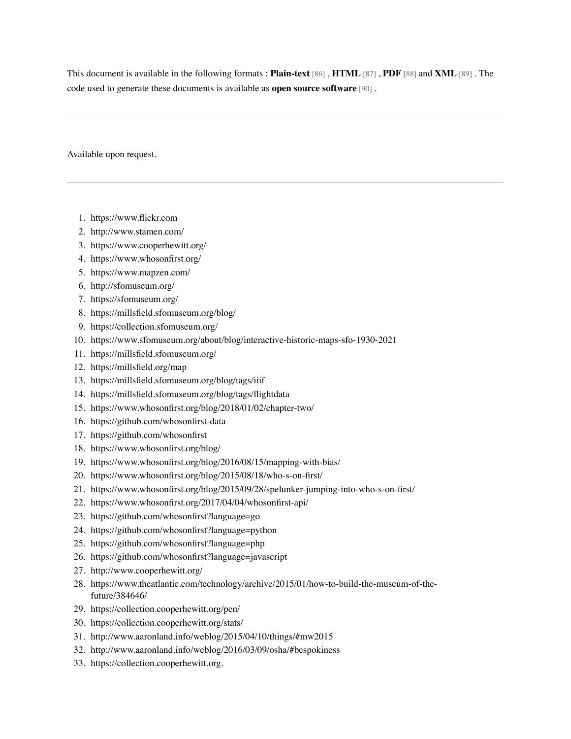This document is available in the following formats : **Plain-text** [86] , **HTML** [87] , **PDF** [88] and **XML** [89] . The code used to generate these documents is available as **open source software** [90] .

---

Available upon request.

---

1. https://www.flickr.com
2. http://www.stamen.com/
3. https://www.cooperhewitt.org/
4. https://www.whosonfirst.org/
5. https://www.mapzen.com/
6. http://sfomuseum.org/
7. https://sfomuseum.org/
8. https://millsfield.sfomuseum.org/blog/
9. https://collection.sfomuseum.org/
10. https://www.sfomuseum.org/about/blog/interactive-historic-maps-sfo-1930-2021
11. https://millsfield.sfomuseum.org/
12. https://millsfield.org/map
13. https://millsfield.sfomuseum.org/blog/tags/iiif
14. https://millsfield.sfomuseum.org/blog/tags/flightdata
15. https://www.whosonfirst.org/blog/2018/01/02/chapter-two/
16. https://github.com/whosonfirst-data
17. https://github.com/whosonfirst
18. https://www.whosonfirst.org/blog/
19. https://www.whosonfirst.org/blog/2016/08/15/mapping-with-bias/
20. https://www.whosonfirst.org/blog/2015/08/18/who-s-on-first/
21. https://www.whosonfirst.org/blog/2015/09/28/spelunker-jumping-into-who-s-on-first/
22. https://www.whosonfirst.org/2017/04/04/whosonfirst-api/
23. https://github.com/whosonfirst?language=go
24. https://github.com/whosonfirst?language=python
25. https://github.com/whosonfirst?language=php
26. https://github.com/whosonfirst?language=javascript
27. http://www.cooperhewitt.org/
28. https://www.theatlantic.com/technology/archive/2015/01/how-to-build-the-museum-of-the-future/384646/
29. https://collection.cooperhewitt.org/pen/
30. https://collection.cooperhewitt.org/stats/
31. http://www.aaronland.info/weblog/2015/04/10/things/#mw2015
32. http://www.aaronland.info/weblog/2016/03/09/osha/#bespokiness
33. https://collection.cooperhewitt.org.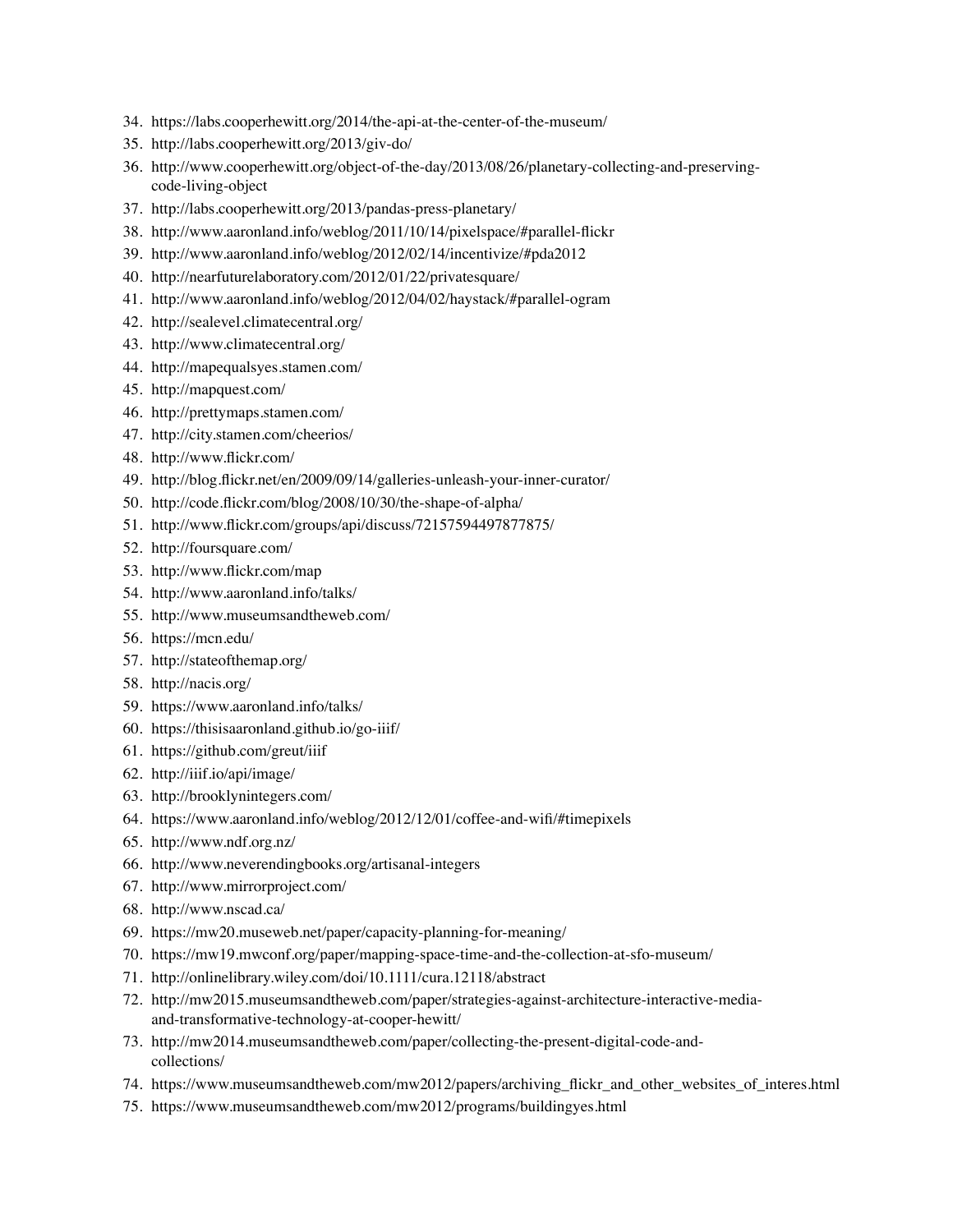34. https://labs.cooperhewitt.org/2014/the-api-at-the-center-of-the-museum/
35. http://labs.cooperhewitt.org/2013/giv-do/
36. http://www.cooperhewitt.org/object-of-the-day/2013/08/26/planetary-collecting-and-preserving-code-living-object
37. http://labs.cooperhewitt.org/2013/pandas-press-planetary/
38. http://www.aaronland.info/weblog/2011/10/14/pixelspace/#parallel-flickr
39. http://www.aaronland.info/weblog/2012/02/14/incentivize/#pda2012
40. http://nearfuturelaboratory.com/2012/01/22/privatesquare/
41. http://www.aaronland.info/weblog/2012/04/02/haystack/#parallel-ogram
42. http://sealevel.climatecentral.org/
43. http://www.climatecentral.org/
44. http://mapequalsyes.stamen.com/
45. http://mapquest.com/
46. http://prettymaps.stamen.com/
47. http://city.stamen.com/cheerios/
48. http://www.flickr.com/
49. http://blog.flickr.net/en/2009/09/14/galleries-unleash-your-inner-curator/
50. http://code.flickr.com/blog/2008/10/30/the-shape-of-alpha/
51. http://www.flickr.com/groups/api/discuss/72157594497877875/
52. http://foursquare.com/
53. http://www.flickr.com/map
54. http://www.aaronland.info/talks/
55. http://www.museumsandtheweb.com/
56. https://mcn.edu/
57. http://stateofthemap.org/
58. http://nacis.org/
59. https://www.aaronland.info/talks/
60. https://thisisaaronland.github.io/go-iiif/
61. https://github.com/greut/iiif
62. http://iiif.io/api/image/
63. http://brooklynintegers.com/
64. https://www.aaronland.info/weblog/2012/12/01/coffee-and-wifi/#timepixels
65. http://www.ndf.org.nz/
66. http://www.neverendingbooks.org/artisanal-integers
67. http://www.mirrorproject.com/
68. http://www.nscad.ca/
69. https://mw20.museweb.net/paper/capacity-planning-for-meaning/
70. https://mw19.mwconf.org/paper/mapping-space-time-and-the-collection-at-sfo-museum/
71. http://onlinelibrary.wiley.com/doi/10.1111/cura.12118/abstract
72. http://mw2015.museumsandtheweb.com/paper/strategies-against-architecture-interactive-media-and-transformative-technology-at-cooper-hewitt/
73. http://mw2014.museumsandtheweb.com/paper/collecting-the-present-digital-code-and-collections/
74. https://www.museumsandtheweb.com/mw2012/papers/archiving_flickr_and_other_websites_of_interes.html
75. https://www.museumsandtheweb.com/mw2012/programs/buildingyes.html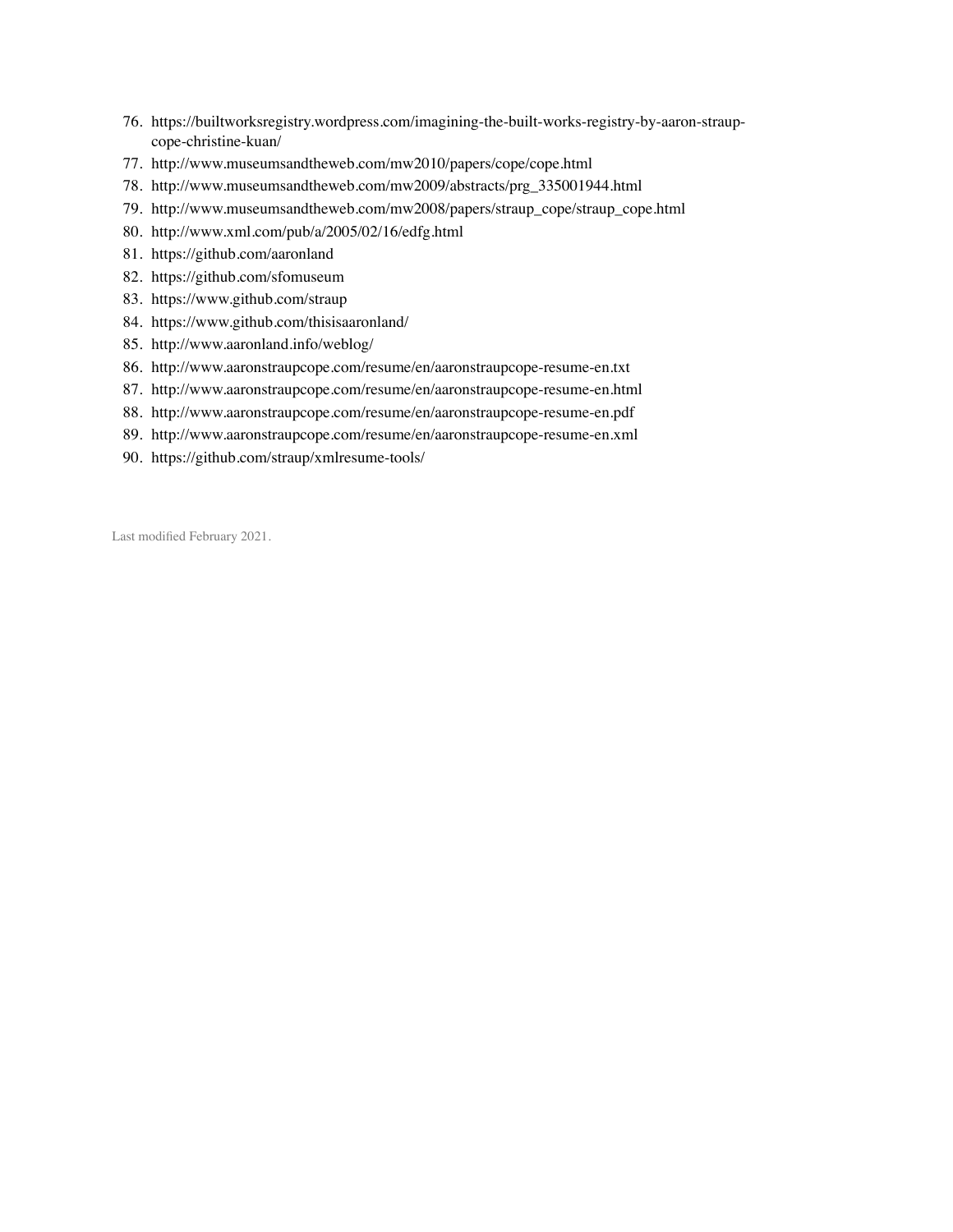76. https://builtworksregistry.wordpress.com/imagining-the-built-works-registry-by-aaron-straup-cope-christine-kuan/
77. http://www.museumsandtheweb.com/mw2010/papers/cope/cope.html
78. http://www.museumsandtheweb.com/mw2009/abstracts/prg_335001944.html
79. http://www.museumsandtheweb.com/mw2008/papers/straup_cope/straup_cope.html
80. http://www.xml.com/pub/a/2005/02/16/edfg.html
81. https://github.com/aaronland
82. https://github.com/sfomuseum
83. https://www.github.com/straup
84. https://www.github.com/thisisaaronland/
85. http://www.aaronland.info/weblog/
86. http://www.aaronstraupcope.com/resume/en/aaronstraupcope-resume-en.txt
87. http://www.aaronstraupcope.com/resume/en/aaronstraupcope-resume-en.html
88. http://www.aaronstraupcope.com/resume/en/aaronstraupcope-resume-en.pdf
89. http://www.aaronstraupcope.com/resume/en/aaronstraupcope-resume-en.xml
90. https://github.com/straup/xmlresume-tools/

Last modified February 2021.